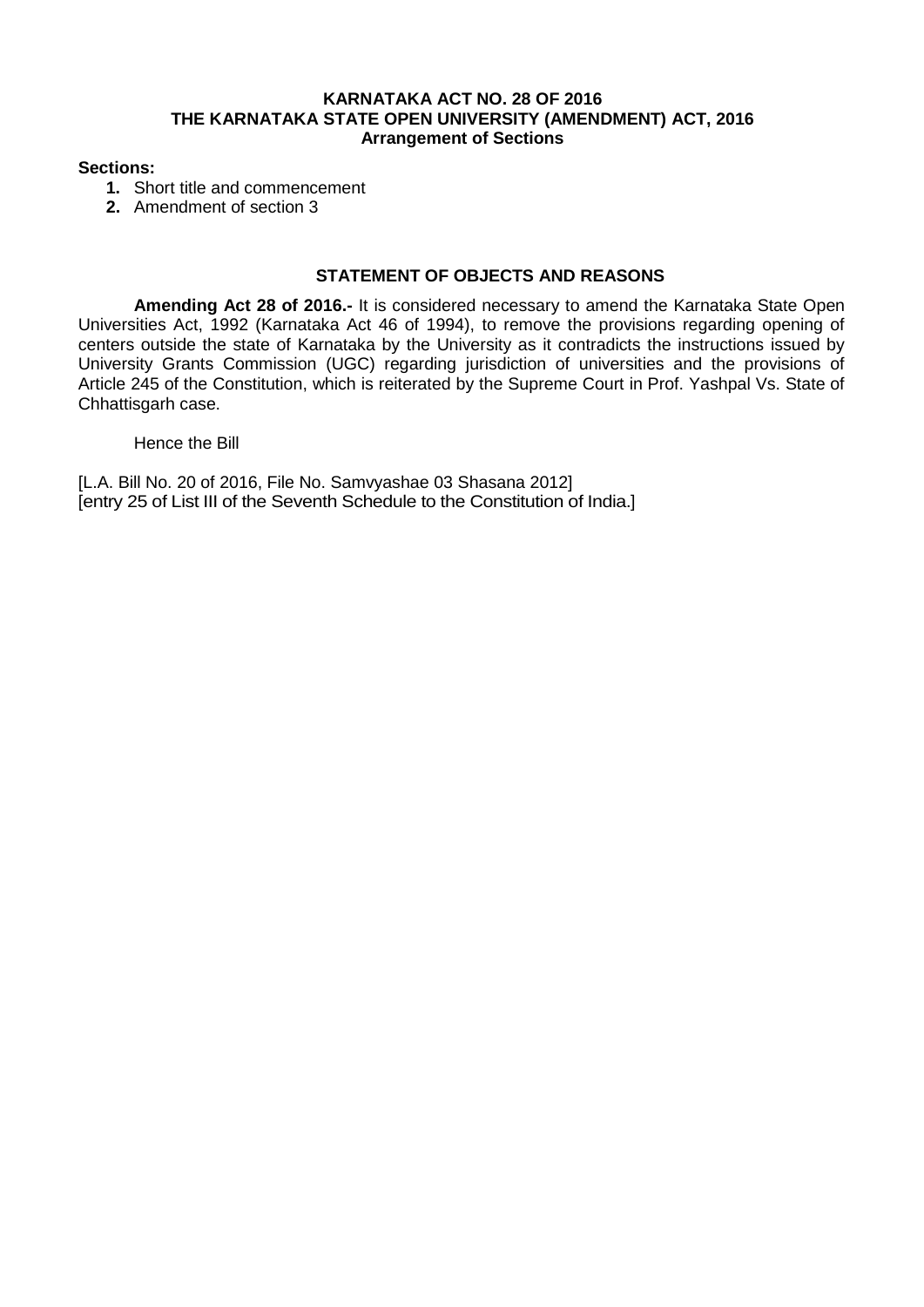# KARNATAKA ACT NO. 28 OF 2016
# THE KARNATAKA STATE OPEN UNIVERSITY (AMENDMENT) ACT, 2016
## Arrangement of Sections

**Sections:**

1. Short title and commencement
2. Amendment of section 3

## STATEMENT OF OBJECTS AND REASONS

**Amending Act 28 of 2016.-** It is considered necessary to amend the Karnataka State Open Universities Act, 1992 (Karnataka Act 46 of 1994), to remove the provisions regarding opening of centers outside the state of Karnataka by the University as it contradicts the instructions issued by University Grants Commission (UGC) regarding jurisdiction of universities and the provisions of Article 245 of the Constitution, which is reiterated by the Supreme Court in Prof. Yashpal Vs. State of Chhattisgarh case.

Hence the Bill

[L.A. Bill No. 20 of 2016, File No. Samvyashae 03 Shasana 2012]
[entry 25 of List III of the Seventh Schedule to the Constitution of India.]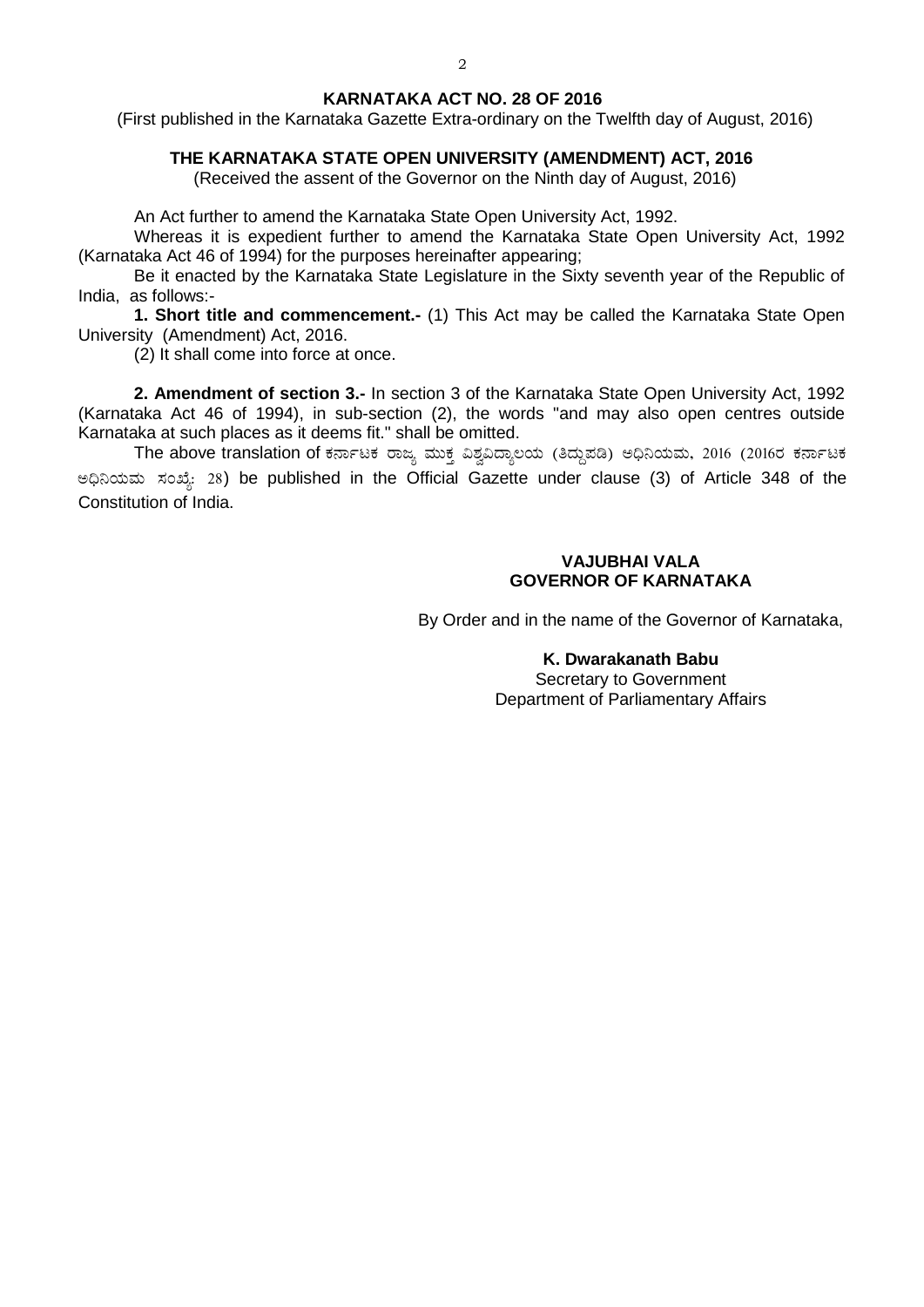**KARNATAKA ACT NO. 28 OF 2016**

(First published in the Karnataka Gazette Extra-ordinary on the Twelfth day of August, 2016)

**THE KARNATAKA STATE OPEN UNIVERSITY (AMENDMENT) ACT, 2016**

(Received the assent of the Governor on the Ninth day of August, 2016)

An Act further to amend the Karnataka State Open University Act, 1992.

Whereas it is expedient further to amend the Karnataka State Open University Act, 1992 (Karnataka Act 46 of 1994) for the purposes hereinafter appearing;

Be it enacted by the Karnataka State Legislature in the Sixty seventh year of the Republic of India, as follows:-

**1. Short title and commencement.-** (1) This Act may be called the Karnataka State Open University (Amendment) Act, 2016.

(2) It shall come into force at once.

**2. Amendment of section 3.-** In section 3 of the Karnataka State Open University Act, 1992 (Karnataka Act 46 of 1994), in sub-section (2), the words "and may also open centres outside Karnataka at such places as it deems fit." shall be omitted.

The above translation of ಕರ್ನಾಟಕ ರಾಜ್ಯ ಮುಕ್ತ ವಿಶ್ವವಿದ್ಯಾಲಯ (ತಿದ್ದುಪಡಿ) ಅಧಿನಿಯಮ, 2016 (2016ರ ಕರ್ನಾಟಕ ಅಧಿನಿಯಮ ಸಂಖ್ಯೆ: 28) be published in the Official Gazette under clause (3) of Article 348 of the Constitution of India.

**VAJUBHAI VALA**
**GOVERNOR OF KARNATAKA**

By Order and in the name of the Governor of Karnataka,

**K. Dwarakanath Babu**
Secretary to Government
Department of Parliamentary Affairs